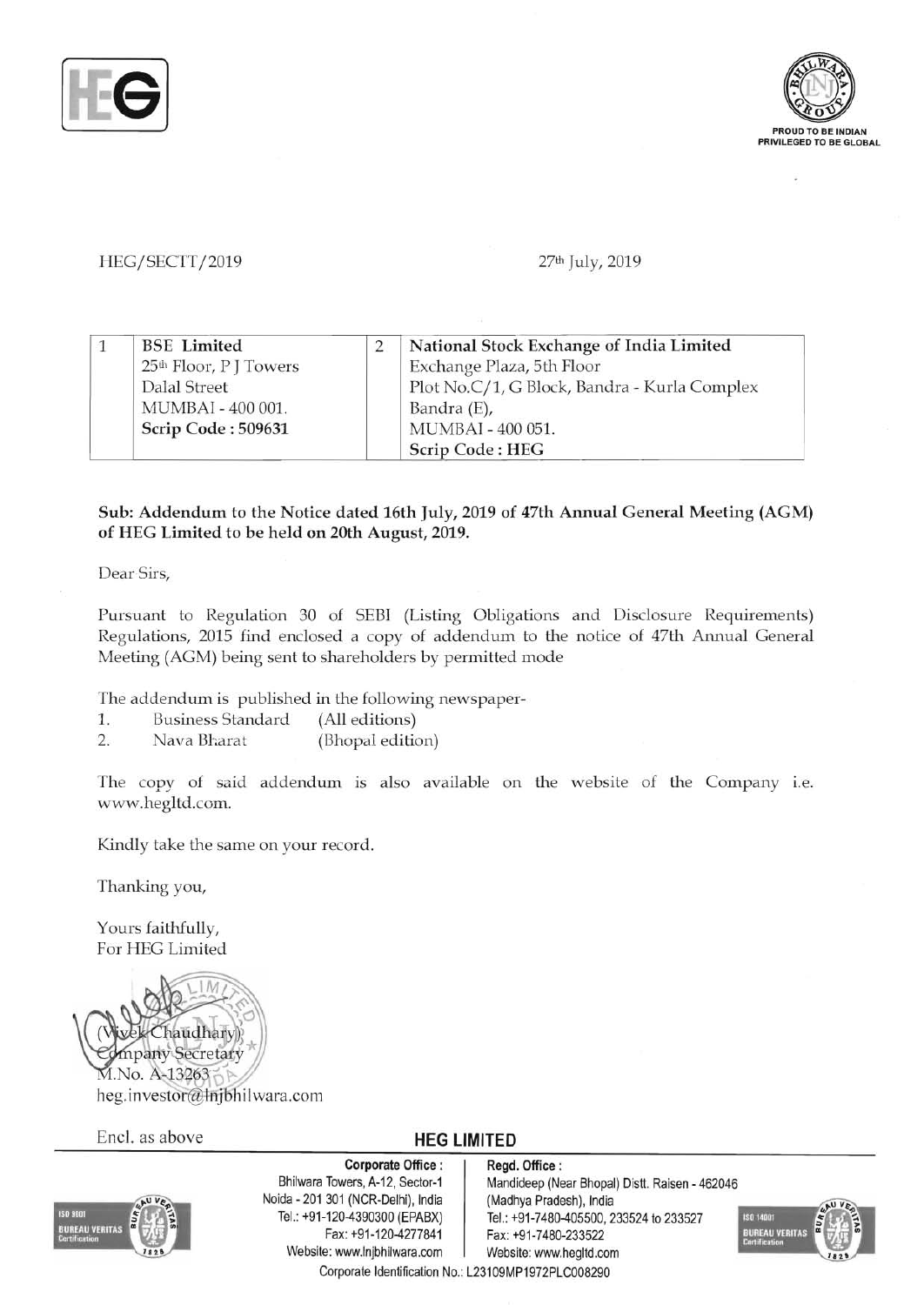HEG/SECTT/2019

27th July, 2019

| 1 | BSE Limited<br>25th Floor, P J Towers<br>Dalal Street<br>MUMBAI - 400 001.<br>**Scrip Code : 509631** | 2 | **National Stock Exchange of India Limited**<br>Exchange Plaza, 5th Floor<br>Plot No.C/1, G Block, Bandra - Kurla Complex<br>Bandra (E),<br>MUMBAI - 400 051.<br>**Scrip Code : HEG** |
|---|---|---|---|

**Sub: Addendum to the Notice dated 16th July, 2019 of 47th Annual General Meeting (AGM) of HEG Limited to be held on 20th August, 2019.**

Dear Sirs,

Pursuant to Regulation 30 of SEBI (Listing Obligations and Disclosure Requirements) Regulations, 2015 find enclosed a copy of addendum to the notice of 47th Annual General Meeting (AGM) being sent to shareholders by permitted mode

The addendum is published in the following newspaper-

1. Business Standard (All editions)
2. Nava Bharat (Bhopal edition)

The copy of said addendum is also available on the website of the Company i.e. www.hegltd.com.

Kindly take the same on your record.

Thanking you,

Yours faithfully,
For HEG Limited

(Vivek Chaudhary)
Company Secretary
M.No. A-13263
heg.investor@lnjbhilwara.com

Encl. as above

**HEG LIMITED**

**Corporate Office :** Bhilwara Towers, A-12, Sector-1 Noida - 201 301 (NCR-Delhi), India Tel.: +91-120-4390300 (EPABX) Fax: +91-120-4277841 Website: www.lnjbhilwara.com

**Regd. Office :** Mandideep (Near Bhopal) Distt. Raisen - 462046 (Madhya Pradesh), India Tel.: +91-7480-405500, 233524 to 233527 Fax: +91-7480-233522 Website: www.hegltd.com

Corporate Identification No.: L23109MP1972PLC008290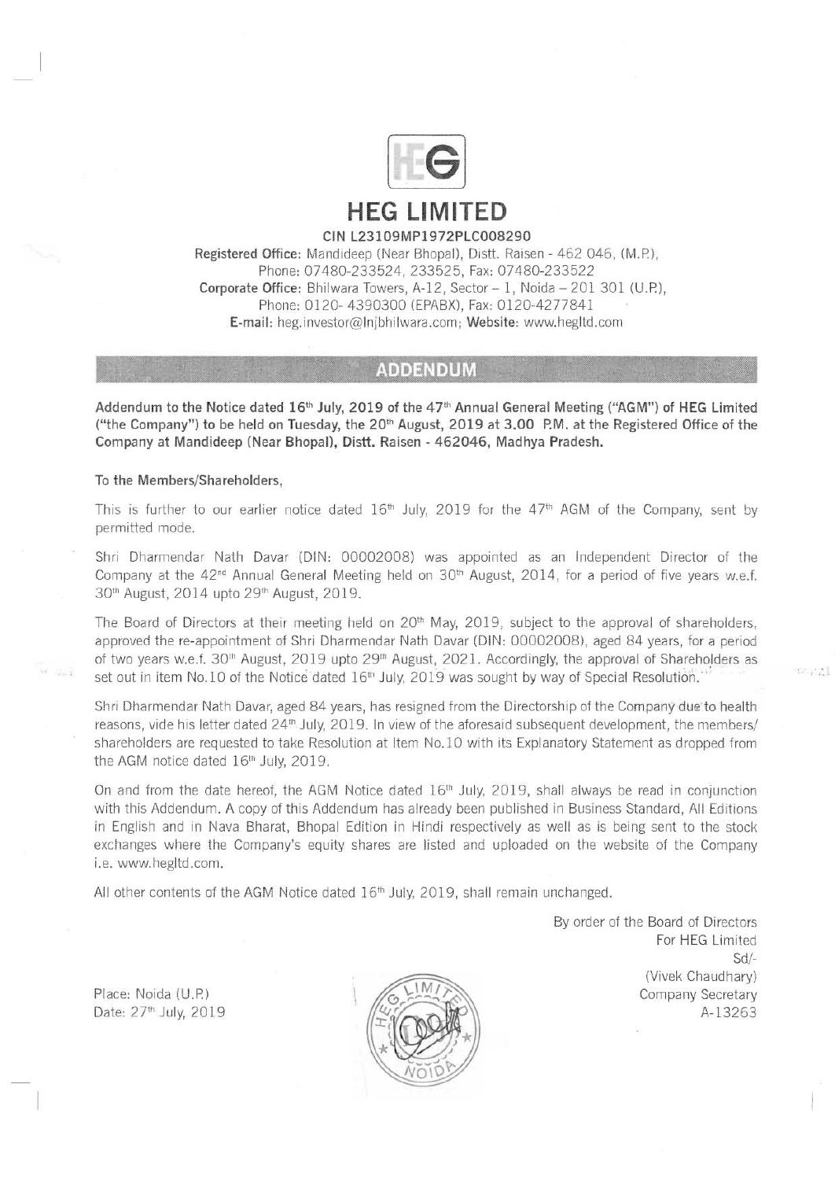# HEG LIMITED

**CIN L23109MP1972PLC008290**

**Registered Office:** Mandideep (Near Bhopal), Distt. Raisen - 462 046, (M.P.),
Phone: 07480-233524, 233525, Fax: 07480-233522
**Corporate Office:** Bhilwara Towers, A-12, Sector – 1, Noida – 201 301 (U.P.),
Phone: 0120- 4390300 (EPABX), Fax: 0120-4277841
**E-mail:** heg.investor@lnjbhilwara.com; **Website:** www.hegltd.com

## ADDENDUM

**Addendum to the Notice dated 16th July, 2019 of the 47th Annual General Meeting ("AGM") of HEG Limited ("the Company") to be held on Tuesday, the 20th August, 2019 at 3.00 P.M. at the Registered Office of the Company at Mandideep (Near Bhopal), Distt. Raisen - 462046, Madhya Pradesh.**

To the Members/Shareholders,

This is further to our earlier notice dated 16th July, 2019 for the 47th AGM of the Company, sent by permitted mode.

Shri Dharmendar Nath Davar (DIN: 00002008) was appointed as an Independent Director of the Company at the 42nd Annual General Meeting held on 30th August, 2014, for a period of five years w.e.f. 30th August, 2014 upto 29th August, 2019.

The Board of Directors at their meeting held on 20th May, 2019, subject to the approval of shareholders, approved the re-appointment of Shri Dharmendar Nath Davar (DIN: 00002008), aged 84 years, for a period of two years w.e.f. 30th August, 2019 upto 29th August, 2021. Accordingly, the approval of Shareholders as set out in item No.10 of the Notice dated 16th July, 2019 was sought by way of Special Resolution.

Shri Dharmendar Nath Davar, aged 84 years, has resigned from the Directorship of the Company due to health reasons, vide his letter dated 24th July, 2019. In view of the aforesaid subsequent development, the members/ shareholders are requested to take Resolution at Item No.10 with its Explanatory Statement as dropped from the AGM notice dated 16th July, 2019.

On and from the date hereof, the AGM Notice dated 16th July, 2019, shall always be read in conjunction with this Addendum. A copy of this Addendum has already been published in Business Standard, All Editions in English and in Nava Bharat, Bhopal Edition in Hindi respectively as well as is being sent to the stock exchanges where the Company's equity shares are listed and uploaded on the website of the Company i.e. www.hegltd.com.

All other contents of the AGM Notice dated 16th July, 2019, shall remain unchanged.

By order of the Board of Directors
For HEG Limited
Sd/-
(Vivek Chaudhary)
Company Secretary
A-13263

Place: Noida (U.P.)
Date: 27th July, 2019